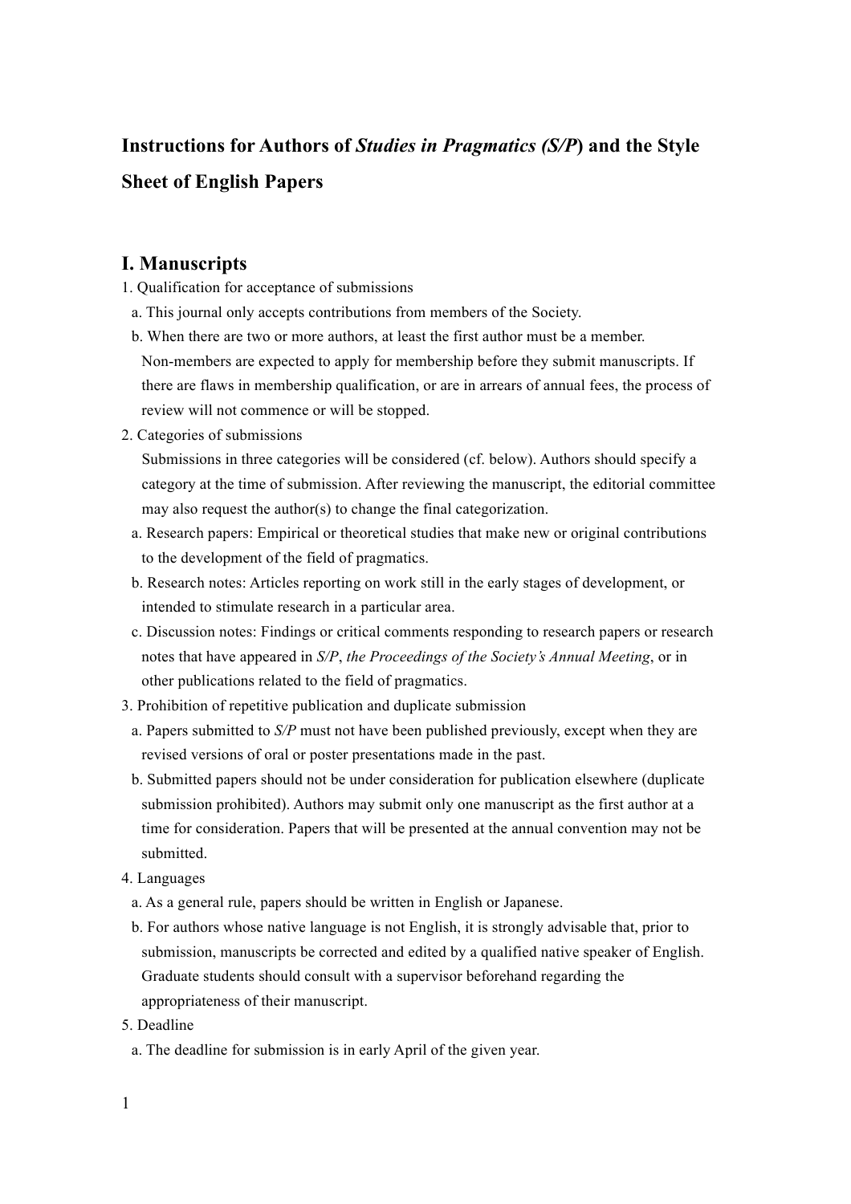# Instructions for Authors of *Studies in Pragmatics (S/P)* and the Style Sheet of English Papers

## I. Manuscripts

1. Qualification for acceptance of submissions
   - a. This journal only accepts contributions from members of the Society.
   - b. When there are two or more authors, at least the first author must be a member. Non-members are expected to apply for membership before they submit manuscripts. If there are flaws in membership qualification, or are in arrears of annual fees, the process of review will not commence or will be stopped.
2. Categories of submissions

   Submissions in three categories will be considered (cf. below). Authors should specify a category at the time of submission. After reviewing the manuscript, the editorial committee may also request the author(s) to change the final categorization.
   - a. Research papers: Empirical or theoretical studies that make new or original contributions to the development of the field of pragmatics.
   - b. Research notes: Articles reporting on work still in the early stages of development, or intended to stimulate research in a particular area.
   - c. Discussion notes: Findings or critical comments responding to research papers or research notes that have appeared in *S/P*, *the Proceedings of the Society's Annual Meeting*, or in other publications related to the field of pragmatics.
3. Prohibition of repetitive publication and duplicate submission
   - a. Papers submitted to *S/P* must not have been published previously, except when they are revised versions of oral or poster presentations made in the past.
   - b. Submitted papers should not be under consideration for publication elsewhere (duplicate submission prohibited). Authors may submit only one manuscript as the first author at a time for consideration. Papers that will be presented at the annual convention may not be submitted.
4. Languages
   - a. As a general rule, papers should be written in English or Japanese.
   - b. For authors whose native language is not English, it is strongly advisable that, prior to submission, manuscripts be corrected and edited by a qualified native speaker of English. Graduate students should consult with a supervisor beforehand regarding the appropriateness of their manuscript.
5. Deadline
   - a. The deadline for submission is in early April of the given year.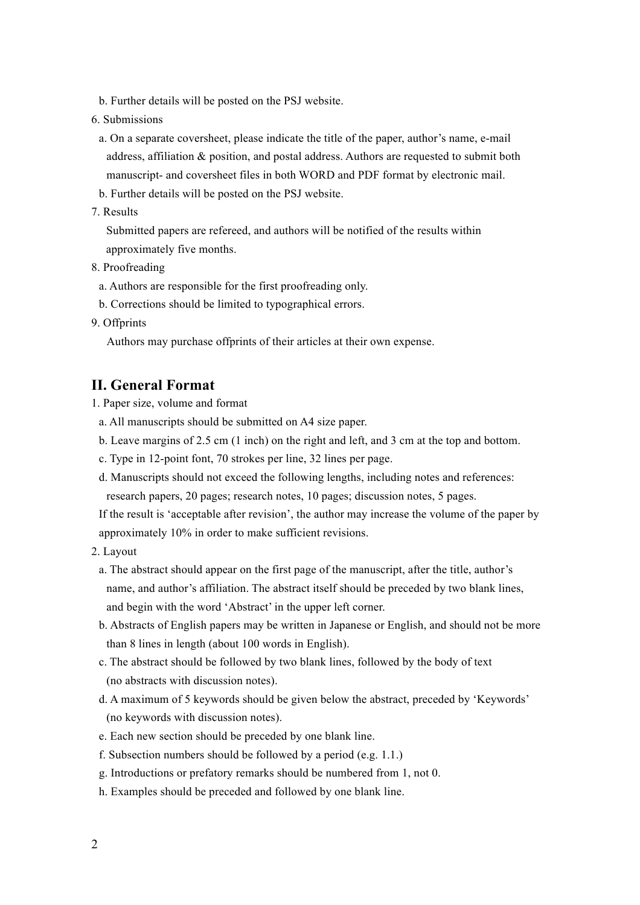b. Further details will be posted on the PSJ website.

6. Submissions

a. On a separate coversheet, please indicate the title of the paper, author's name, e-mail address, affiliation & position, and postal address. Authors are requested to submit both manuscript- and coversheet files in both WORD and PDF format by electronic mail.

b. Further details will be posted on the PSJ website.

7. Results

Submitted papers are refereed, and authors will be notified of the results within approximately five months.

8. Proofreading

a. Authors are responsible for the first proofreading only.

b. Corrections should be limited to typographical errors.

9. Offprints

Authors may purchase offprints of their articles at their own expense.

## II. General Format

1. Paper size, volume and format

a. All manuscripts should be submitted on A4 size paper.

b. Leave margins of 2.5 cm (1 inch) on the right and left, and 3 cm at the top and bottom.

c. Type in 12-point font, 70 strokes per line, 32 lines per page.

d. Manuscripts should not exceed the following lengths, including notes and references: research papers, 20 pages; research notes, 10 pages; discussion notes, 5 pages.

If the result is 'acceptable after revision', the author may increase the volume of the paper by approximately 10% in order to make sufficient revisions.

2. Layout

a. The abstract should appear on the first page of the manuscript, after the title, author's name, and author's affiliation. The abstract itself should be preceded by two blank lines, and begin with the word 'Abstract' in the upper left corner.

b. Abstracts of English papers may be written in Japanese or English, and should not be more than 8 lines in length (about 100 words in English).

c. The abstract should be followed by two blank lines, followed by the body of text (no abstracts with discussion notes).

d. A maximum of 5 keywords should be given below the abstract, preceded by 'Keywords' (no keywords with discussion notes).

e. Each new section should be preceded by one blank line.

f. Subsection numbers should be followed by a period (e.g. 1.1.)

g. Introductions or prefatory remarks should be numbered from 1, not 0.

h. Examples should be preceded and followed by one blank line.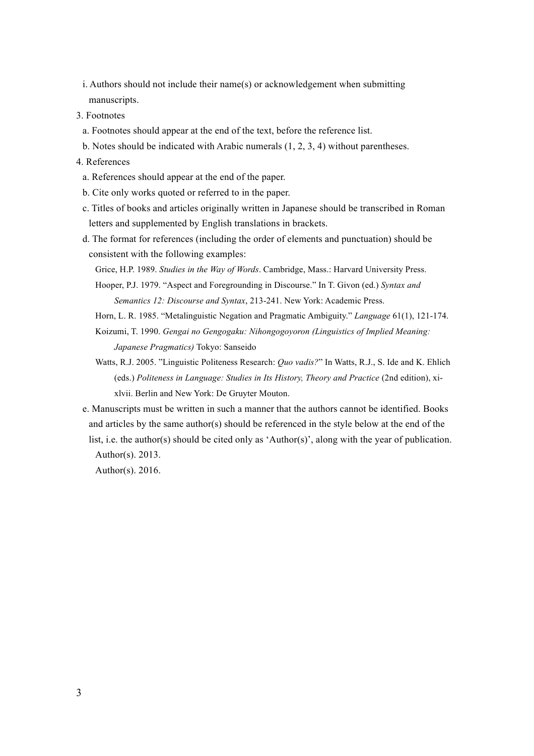i. Authors should not include their name(s) or acknowledgement when submitting manuscripts.

3. Footnotes
   a. Footnotes should appear at the end of the text, before the reference list.
   b. Notes should be indicated with Arabic numerals (1, 2, 3, 4) without parentheses.
4. References
   a. References should appear at the end of the paper.
   b. Cite only works quoted or referred to in the paper.
   c. Titles of books and articles originally written in Japanese should be transcribed in Roman letters and supplemented by English translations in brackets.
   d. The format for references (including the order of elements and punctuation) should be consistent with the following examples:

      Grice, H.P. 1989. *Studies in the Way of Words*. Cambridge, Mass.: Harvard University Press.

      Hooper, P.J. 1979. "Aspect and Foregrounding in Discourse." In T. Givon (ed.) *Syntax and Semantics 12: Discourse and Syntax*, 213-241. New York: Academic Press.

      Horn, L. R. 1985. "Metalinguistic Negation and Pragmatic Ambiguity." *Language* 61(1), 121-174.

      Koizumi, T. 1990. *Gengai no Gengogaku: Nihongogoyoron (Linguistics of Implied Meaning: Japanese Pragmatics)* Tokyo: Sanseido

      Watts, R.J. 2005. "Linguistic Politeness Research: *Quo vadis?*" In Watts, R.J., S. Ide and K. Ehlich (eds.) *Politeness in Language: Studies in Its History, Theory and Practice* (2nd edition), xi-xlvii. Berlin and New York: De Gruyter Mouton.

   e. Manuscripts must be written in such a manner that the authors cannot be identified. Books and articles by the same author(s) should be referenced in the style below at the end of the list, i.e. the author(s) should be cited only as 'Author(s)', along with the year of publication.

      Author(s). 2013.

      Author(s). 2016.